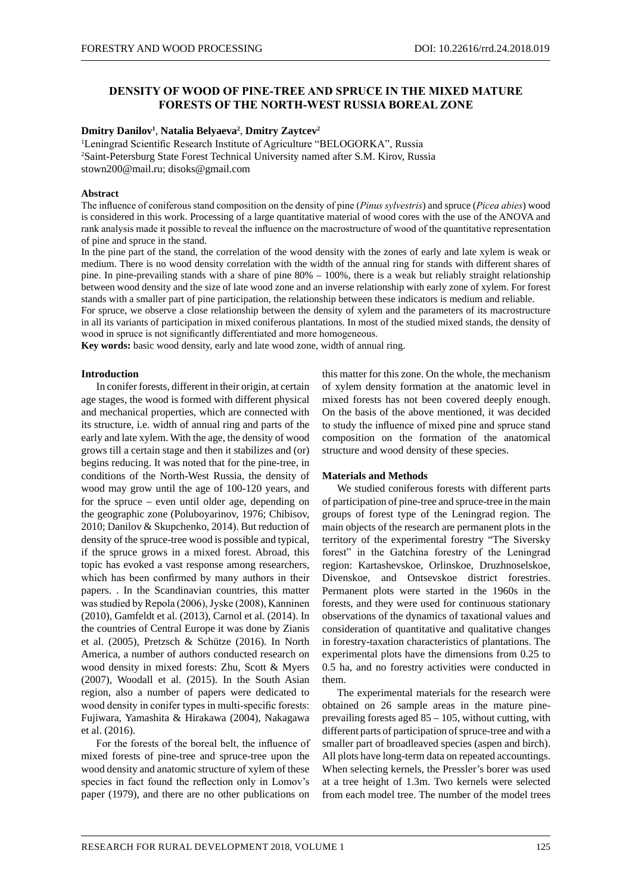# DENSITY OF WOOD OF PINE-TREE AND SPRUCE IN THE MIXED MATURE FORESTS OF THE NORTH-WEST RUSSIA BOREAL ZONE

**Dmitry Danilov[1], Natalia Belyaeva[2], Dmitry Zaytcev[2]**

[1]Leningrad Scientific Research Institute of Agriculture "BELOGORKA", Russia
[2]Saint-Petersburg State Forest Technical University named after S.M. Kirov, Russia
stown200@mail.ru; disoks@gmail.com

**Abstract**

The influence of coniferous stand composition on the density of pine (*Pinus sylvestris*) and spruce (*Picea abies*) wood is considered in this work. Processing of a large quantitative material of wood cores with the use of the ANOVA and rank analysis made it possible to reveal the influence on the macrostructure of wood of the quantitative representation of pine and spruce in the stand.

In the pine part of the stand, the correlation of the wood density with the zones of early and late xylem is weak or medium. There is no wood density correlation with the width of the annual ring for stands with different shares of pine. In pine-prevailing stands with a share of pine 80% – 100%, there is a weak but reliably straight relationship between wood density and the size of late wood zone and an inverse relationship with early zone of xylem. For forest stands with a smaller part of pine participation, the relationship between these indicators is medium and reliable.

For spruce, we observe a close relationship between the density of xylem and the parameters of its macrostructure in all its variants of participation in mixed coniferous plantations. In most of the studied mixed stands, the density of wood in spruce is not significantly differentiated and more homogeneous.

**Key words:** basic wood density, early and late wood zone, width of annual ring.

## Introduction

In conifer forests, different in their origin, at certain age stages, the wood is formed with different physical and mechanical properties, which are connected with its structure, i.e. width of annual ring and parts of the early and late xylem. With the age, the density of wood grows till a certain stage and then it stabilizes and (or) begins reducing. It was noted that for the pine-tree, in conditions of the North-West Russia, the density of wood may grow until the age of 100-120 years, and for the spruce – even until older age, depending on the geographic zone (Poluboyarinov, 1976; Chibisov, 2010; Danilov & Skupchenko, 2014). But reduction of density of the spruce-tree wood is possible and typical, if the spruce grows in a mixed forest. Abroad, this topic has evoked a vast response among researchers, which has been confirmed by many authors in their papers. . In the Scandinavian countries, this matter was studied by Repola (2006), Jyske (2008), Kanninen (2010), Gamfeldt et al. (2013), Carnol et al. (2014). In the countries of Central Europe it was done by Zianis et al. (2005), Pretzsch & Schütze (2016). In North America, a number of authors conducted research on wood density in mixed forests: Zhu, Scott & Myers (2007), Woodall et al. (2015). In the South Asian region, also a number of papers were dedicated to wood density in conifer types in multi-specific forests: Fujiwara, Yamashita & Hirakawa (2004), Nakagawa et al. (2016).

For the forests of the boreal belt, the influence of mixed forests of pine-tree and spruce-tree upon the wood density and anatomic structure of xylem of these species in fact found the reflection only in Lomov's paper (1979), and there are no other publications on this matter for this zone. On the whole, the mechanism of xylem density formation at the anatomic level in mixed forests has not been covered deeply enough. On the basis of the above mentioned, it was decided to study the influence of mixed pine and spruce stand composition on the formation of the anatomical structure and wood density of these species.

## Materials and Methods

We studied coniferous forests with different parts of participation of pine-tree and spruce-tree in the main groups of forest type of the Leningrad region. The main objects of the research are permanent plots in the territory of the experimental forestry "The Siversky forest" in the Gatchina forestry of the Leningrad region: Kartashevskoe, Orlinskoe, Druzhnoselskoe, Divenskoe, and Ontsevskoe district forestries. Permanent plots were started in the 1960s in the forests, and they were used for continuous stationary observations of the dynamics of taxational values and consideration of quantitative and qualitative changes in forestry-taxation characteristics of plantations. The experimental plots have the dimensions from 0.25 to 0.5 ha, and no forestry activities were conducted in them.

The experimental materials for the research were obtained on 26 sample areas in the mature pine-prevailing forests aged 85 – 105, without cutting, with different parts of participation of spruce-tree and with a smaller part of broadleaved species (aspen and birch). All plots have long-term data on repeated accountings. When selecting kernels, the Pressler's borer was used at a tree height of 1.3m. Two kernels were selected from each model tree. The number of the model trees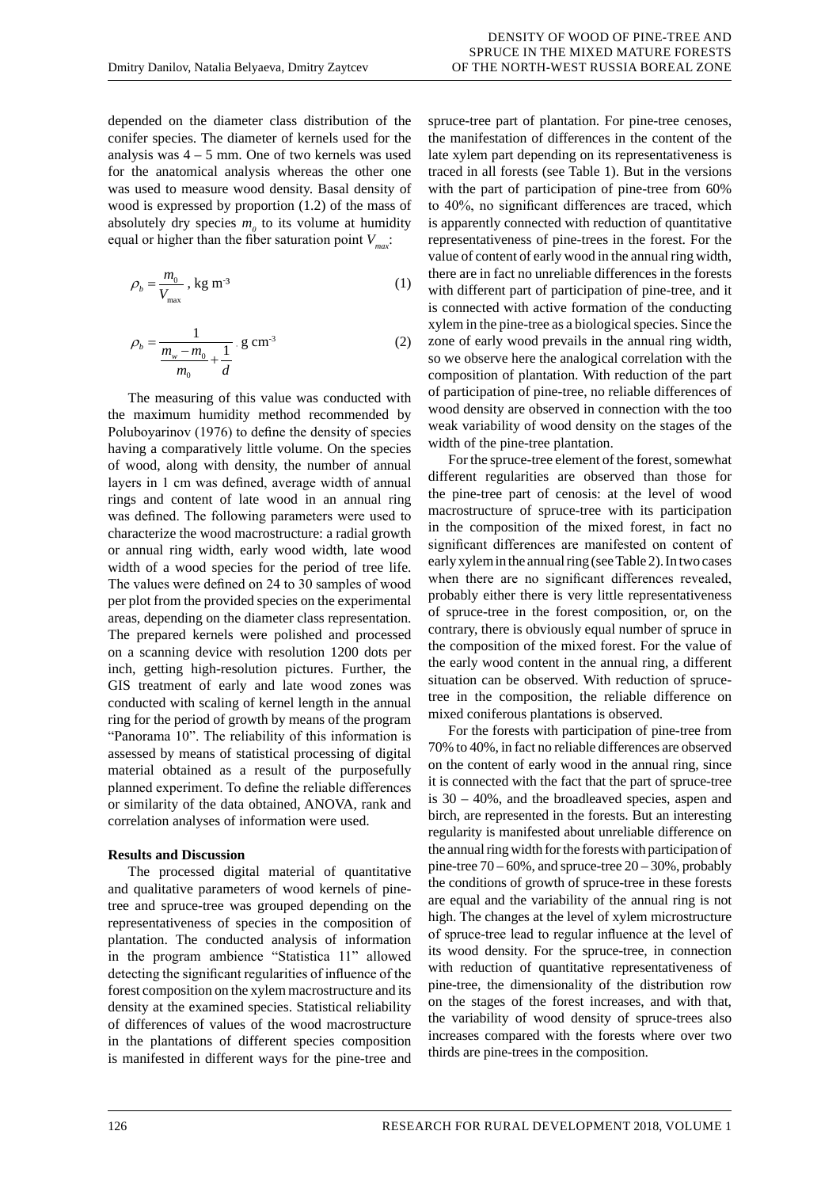depended on the diameter class distribution of the conifer species. The diameter of kernels used for the analysis was 4 – 5 mm. One of two kernels was used for the anatomical analysis whereas the other one was used to measure wood density. Basal density of wood is expressed by proportion (1.2) of the mass of absolutely dry species $m_0$ to its volume at humidity equal or higher than the fiber saturation point $V_{max}$:

$$\rho_b = \frac{m_0}{V_{\max}} \text{, kg m}^{-3} \quad (1)$$

$$\rho_b = \frac{1}{\frac{m_w - m_0}{m_0} + \frac{1}{d}} \text{, g cm}^{-3} \quad (2)$$

The measuring of this value was conducted with the maximum humidity method recommended by Poluboyarinov (1976) to define the density of species having a comparatively little volume. On the species of wood, along with density, the number of annual layers in 1 cm was defined, average width of annual rings and content of late wood in an annual ring was defined. The following parameters were used to characterize the wood macrostructure: a radial growth or annual ring width, early wood width, late wood width of a wood species for the period of tree life. The values were defined on 24 to 30 samples of wood per plot from the provided species on the experimental areas, depending on the diameter class representation. The prepared kernels were polished and processed on a scanning device with resolution 1200 dots per inch, getting high-resolution pictures. Further, the GIS treatment of early and late wood zones was conducted with scaling of kernel length in the annual ring for the period of growth by means of the program "Panorama 10". The reliability of this information is assessed by means of statistical processing of digital material obtained as a result of the purposefully planned experiment. To define the reliable differences or similarity of the data obtained, ANOVA, rank and correlation analyses of information were used.

**Results and Discussion**

The processed digital material of quantitative and qualitative parameters of wood kernels of pine-tree and spruce-tree was grouped depending on the representativeness of species in the composition of plantation. The conducted analysis of information in the program ambience "Statistica 11" allowed detecting the significant regularities of influence of the forest composition on the xylem macrostructure and its density at the examined species. Statistical reliability of differences of values of the wood macrostructure in the plantations of different species composition is manifested in different ways for the pine-tree and spruce-tree part of plantation. For pine-tree cenoses, the manifestation of differences in the content of the late xylem part depending on its representativeness is traced in all forests (see Table 1). But in the versions with the part of participation of pine-tree from 60% to 40%, no significant differences are traced, which is apparently connected with reduction of quantitative representativeness of pine-trees in the forest. For the value of content of early wood in the annual ring width, there are in fact no unreliable differences in the forests with different part of participation of pine-tree, and it is connected with active formation of the conducting xylem in the pine-tree as a biological species. Since the zone of early wood prevails in the annual ring width, so we observe here the analogical correlation with the composition of plantation. With reduction of the part of participation of pine-tree, no reliable differences of wood density are observed in connection with the too weak variability of wood density on the stages of the width of the pine-tree plantation.

For the spruce-tree element of the forest, somewhat different regularities are observed than those for the pine-tree part of cenosis: at the level of wood macrostructure of spruce-tree with its participation in the composition of the mixed forest, in fact no significant differences are manifested on content of early xylem in the annual ring (see Table 2). In two cases when there are no significant differences revealed, probably either there is very little representativeness of spruce-tree in the forest composition, or, on the contrary, there is obviously equal number of spruce in the composition of the mixed forest. For the value of the early wood content in the annual ring, a different situation can be observed. With reduction of spruce-tree in the composition, the reliable difference on mixed coniferous plantations is observed.

For the forests with participation of pine-tree from 70% to 40%, in fact no reliable differences are observed on the content of early wood in the annual ring, since it is connected with the fact that the part of spruce-tree is 30 – 40%, and the broadleaved species, aspen and birch, are represented in the forests. But an interesting regularity is manifested about unreliable difference on the annual ring width for the forests with participation of pine-tree 70 – 60%, and spruce-tree 20 – 30%, probably the conditions of growth of spruce-tree in these forests are equal and the variability of the annual ring is not high. The changes at the level of xylem microstructure of spruce-tree lead to regular influence at the level of its wood density. For the spruce-tree, in connection with reduction of quantitative representativeness of pine-tree, the dimensionality of the distribution row on the stages of the forest increases, and with that, the variability of wood density of spruce-trees also increases compared with the forests where over two thirds are pine-trees in the composition.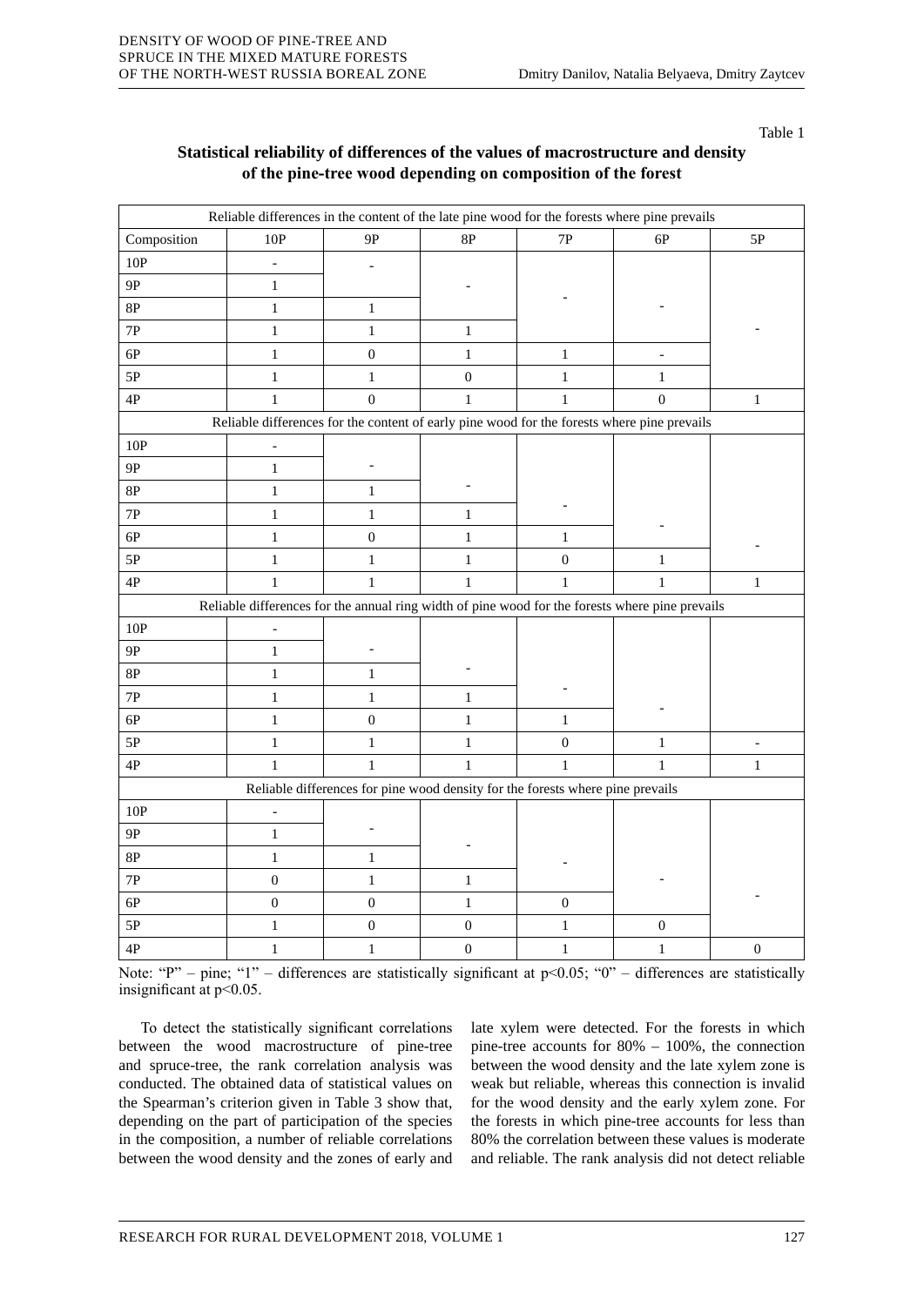Table 1

**Statistical reliability of differences of the values of macrostructure and density of the pine-tree wood depending on composition of the forest**

| Reliable differences in the content of the late pine wood for the forests where pine prevails | | | | | | |
|---|---|---|---|---|---|---|
| Composition | 10P | 9P | 8P | 7P | 6P | 5P |
| 10P | - | - | | | | |
| 9P | 1 | | - | | | |
| 8P | 1 | 1 | | - | - | |
| 7P | 1 | 1 | 1 | | | - |
| 6P | 1 | 0 | 1 | 1 | - | |
| 5P | 1 | 1 | 0 | 1 | 1 | |
| 4P | 1 | 0 | 1 | 1 | 0 | 1 |
| **Reliable differences for the content of early pine wood for the forests where pine prevails** | | | | | | |
| 10P | - | | | | | |
| 9P | 1 | - | | | | |
| 8P | 1 | 1 | - | | | |
| 7P | 1 | 1 | 1 | - | | |
| 6P | 1 | 0 | 1 | 1 | - | - |
| 5P | 1 | 1 | 1 | 0 | 1 | |
| 4P | 1 | 1 | 1 | 1 | 1 | 1 |
| **Reliable differences for the annual ring width of pine wood for the forests where pine prevails** | | | | | | |
| 10P | - | | | | | |
| 9P | 1 | - | | | | |
| 8P | 1 | 1 | - | | | |
| 7P | 1 | 1 | 1 | - | | |
| 6P | 1 | 0 | 1 | 1 | - | |
| 5P | 1 | 1 | 1 | 0 | 1 | - |
| 4P | 1 | 1 | 1 | 1 | 1 | 1 |
| **Reliable differences for pine wood density for the forests where pine prevails** | | | | | | |
| 10P | - | | | | | |
| 9P | 1 | - | - | | | |
| 8P | 1 | 1 | | - | | |
| 7P | 0 | 1 | 1 | | - | |
| 6P | 0 | 0 | 1 | 0 | | - |
| 5P | 1 | 0 | 0 | 1 | 0 | |
| 4P | 1 | 1 | 0 | 1 | 1 | 0 |

Note: "P" – pine; "1" – differences are statistically significant at $p<0.05$; "0" – differences are statistically insignificant at $p<0.05$.

To detect the statistically significant correlations between the wood macrostructure of pine-tree and spruce-tree, the rank correlation analysis was conducted. The obtained data of statistical values on the Spearman's criterion given in Table 3 show that, depending on the part of participation of the species in the composition, a number of reliable correlations between the wood density and the zones of early and late xylem were detected. For the forests in which pine-tree accounts for 80% – 100%, the connection between the wood density and the late xylem zone is weak but reliable, whereas this connection is invalid for the wood density and the early xylem zone. For the forests in which pine-tree accounts for less than 80% the correlation between these values is moderate and reliable. The rank analysis did not detect reliable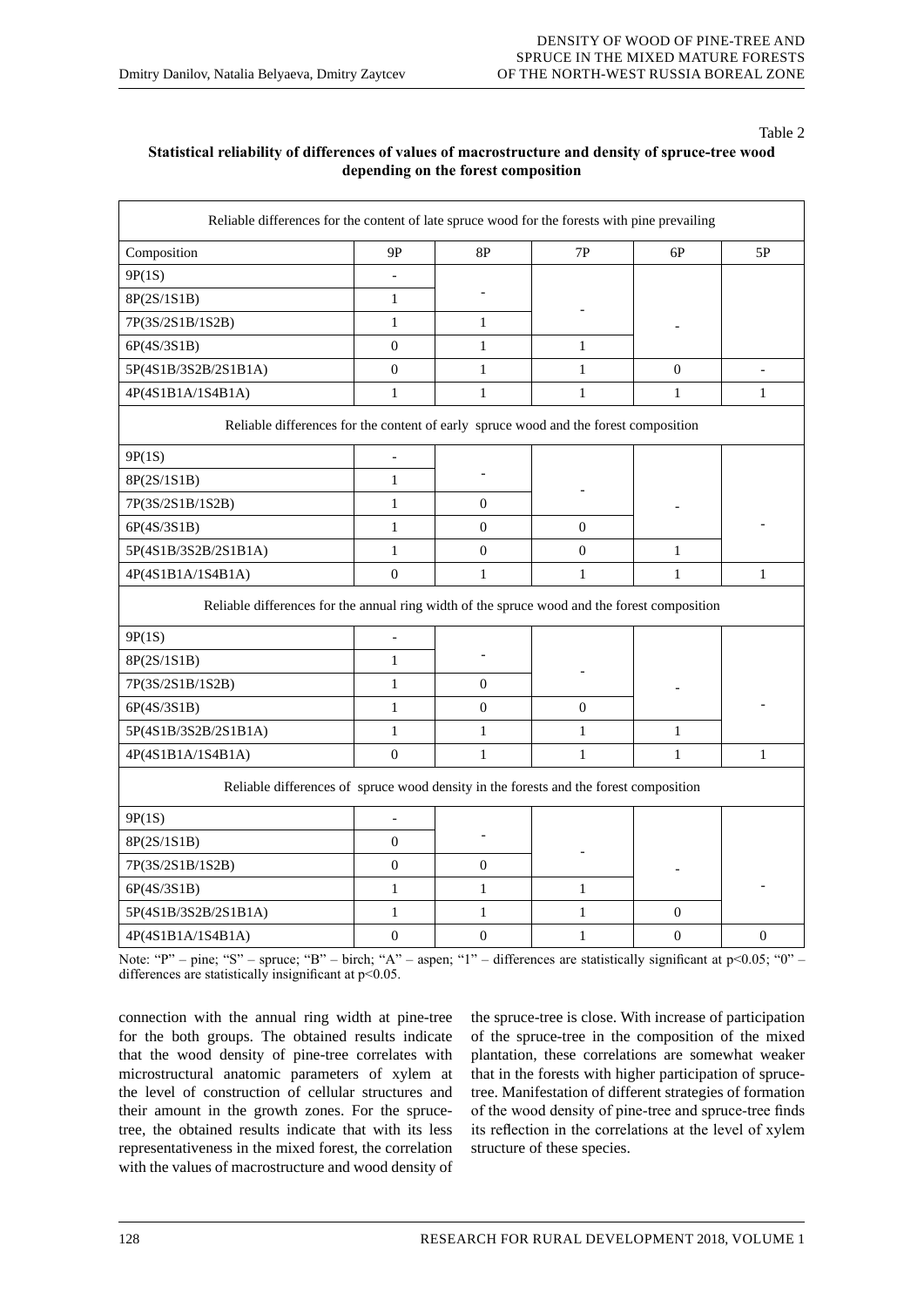Table 2

**Statistical reliability of differences of values of macrostructure and density of spruce-tree wood depending on the forest composition**

| Reliable differences for the content of late spruce wood for the forests with pine prevailing | | | | | |
|---|---|---|---|---|---|
| Composition | 9P | 8P | 7P | 6P | 5P |
| 9P(1S) | - | | | | |
| 8P(2S/1S1B) | 1 | - | | | |
| 7P(3S/2S1B/1S2B) | 1 | 1 | - | | |
| 6P(4S/3S1B) | 0 | 1 | 1 | - | |
| 5P(4S1B/3S2B/2S1B1A) | 0 | 1 | 1 | 0 | - |
| 4P(4S1B1A/1S4B1A) | 1 | 1 | 1 | 1 | 1 |
| **Reliable differences for the content of early spruce wood and the forest composition** | | | | | |
| 9P(1S) | - | | | | |
| 8P(2S/1S1B) | 1 | - | | | |
| 7P(3S/2S1B/1S2B) | 1 | 0 | - | | |
| 6P(4S/3S1B) | 1 | 0 | 0 | - | |
| 5P(4S1B/3S2B/2S1B1A) | 1 | 0 | 0 | 1 | - |
| 4P(4S1B1A/1S4B1A) | 0 | 1 | 1 | 1 | 1 |
| **Reliable differences for the annual ring width of the spruce wood and the forest composition** | | | | | |
| 9P(1S) | - | | | | |
| 8P(2S/1S1B) | 1 | - | | | |
| 7P(3S/2S1B/1S2B) | 1 | 0 | - | | |
| 6P(4S/3S1B) | 1 | 0 | 0 | - | |
| 5P(4S1B/3S2B/2S1B1A) | 1 | 1 | 1 | 1 | - |
| 4P(4S1B1A/1S4B1A) | 0 | 1 | 1 | 1 | 1 |
| **Reliable differences of spruce wood density in the forests and the forest composition** | | | | | |
| 9P(1S) | - | | | | |
| 8P(2S/1S1B) | 0 | - | | | |
| 7P(3S/2S1B/1S2B) | 0 | 0 | - | | |
| 6P(4S/3S1B) | 1 | 1 | 1 | - | |
| 5P(4S1B/3S2B/2S1B1A) | 1 | 1 | 1 | 0 | - |
| 4P(4S1B1A/1S4B1A) | 0 | 0 | 1 | 0 | 0 |

Note: "P" – pine; "S" – spruce; "B" – birch; "A" – aspen; "1" – differences are statistically significant at $p<0.05$; "0" – differences are statistically insignificant at $p<0.05$.

connection with the annual ring width at pine-tree for the both groups. The obtained results indicate that the wood density of pine-tree correlates with microstructural anatomic parameters of xylem at the level of construction of cellular structures and their amount in the growth zones. For the spruce-tree, the obtained results indicate that with its less representativeness in the mixed forest, the correlation with the values of macrostructure and wood density of the spruce-tree is close. With increase of participation of the spruce-tree in the composition of the mixed plantation, these correlations are somewhat weaker that in the forests with higher participation of spruce-tree. Manifestation of different strategies of formation of the wood density of pine-tree and spruce-tree finds its reflection in the correlations at the level of xylem structure of these species.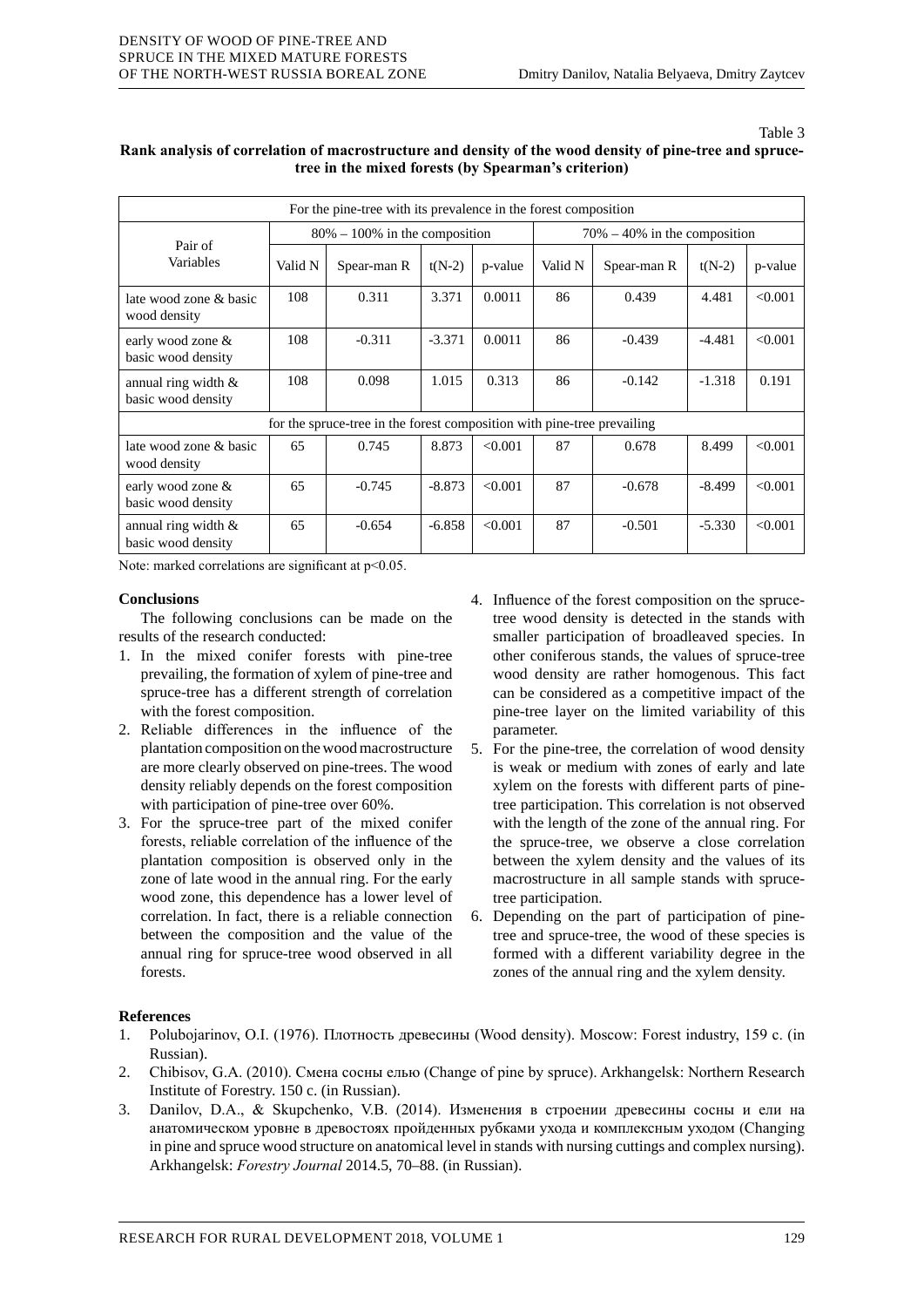Table 3

**Rank analysis of correlation of macrostructure and density of the wood density of pine-tree and spruce-tree in the mixed forests (by Spearman's criterion)**

| Pair of Variables | For the pine-tree with its prevalence in the forest composition | | | | | | | |
|---|---|---|---|---|---|---|---|---|
| | 80% – 100% in the composition | | | | 70% – 40% in the composition | | | |
| | Valid N | Spear-man R | t(N-2) | p-value | Valid N | Spear-man R | t(N-2) | p-value |
| late wood zone & basic wood density | 108 | 0.311 | 3.371 | 0.0011 | 86 | 0.439 | 4.481 | <0.001 |
| early wood zone & basic wood density | 108 | -0.311 | -3.371 | 0.0011 | 86 | -0.439 | -4.481 | <0.001 |
| annual ring width & basic wood density | 108 | 0.098 | 1.015 | 0.313 | 86 | -0.142 | -1.318 | 0.191 |
| for the spruce-tree in the forest composition with pine-tree prevailing | | | | | | | | |
| late wood zone & basic wood density | 65 | 0.745 | 8.873 | <0.001 | 87 | 0.678 | 8.499 | <0.001 |
| early wood zone & basic wood density | 65 | -0.745 | -8.873 | <0.001 | 87 | -0.678 | -8.499 | <0.001 |
| annual ring width & basic wood density | 65 | -0.654 | -6.858 | <0.001 | 87 | -0.501 | -5.330 | <0.001 |

Note: marked correlations are significant at $p<0.05$.

## Conclusions

The following conclusions can be made on the results of the research conducted:

1. In the mixed conifer forests with pine-tree prevailing, the formation of xylem of pine-tree and spruce-tree has a different strength of correlation with the forest composition.
2. Reliable differences in the influence of the plantation composition on the wood macrostructure are more clearly observed on pine-trees. The wood density reliably depends on the forest composition with participation of pine-tree over 60%.
3. For the spruce-tree part of the mixed conifer forests, reliable correlation of the influence of the plantation composition is observed only in the zone of late wood in the annual ring. For the early wood zone, this dependence has a lower level of correlation. In fact, there is a reliable connection between the composition and the value of the annual ring for spruce-tree wood observed in all forests.
4. Influence of the forest composition on the spruce-tree wood density is detected in the stands with smaller participation of broadleaved species. In other coniferous stands, the values of spruce-tree wood density are rather homogenous. This fact can be considered as a competitive impact of the pine-tree layer on the limited variability of this parameter.
5. For the pine-tree, the correlation of wood density is weak or medium with zones of early and late xylem on the forests with different parts of pine-tree participation. This correlation is not observed with the length of the zone of the annual ring. For the spruce-tree, we observe a close correlation between the xylem density and the values of its macrostructure in all sample stands with spruce-tree participation.
6. Depending on the part of participation of pine-tree and spruce-tree, the wood of these species is formed with a different variability degree in the zones of the annual ring and the xylem density.

## References

1. Polubojarinov, O.I. (1976). Плотность древесины (Wood density). Moscow: Forest industry, 159 c. (in Russian).
2. Chibisov, G.A. (2010). Смена сосны елью (Change of pine by spruce). Arkhangelsk: Northern Research Institute of Forestry. 150 c. (in Russian).
3. Danilov, D.A., & Skupchenko, V.B. (2014). Изменения в строении древесины сосны и ели на анатомическом уровне в древостоях пройденных рубками ухода и комплексным уходом (Changing in pine and spruce wood structure on anatomical level in stands with nursing cuttings and complex nursing). Arkhangelsk: *Forestry Journal* 2014.5, 70–88. (in Russian).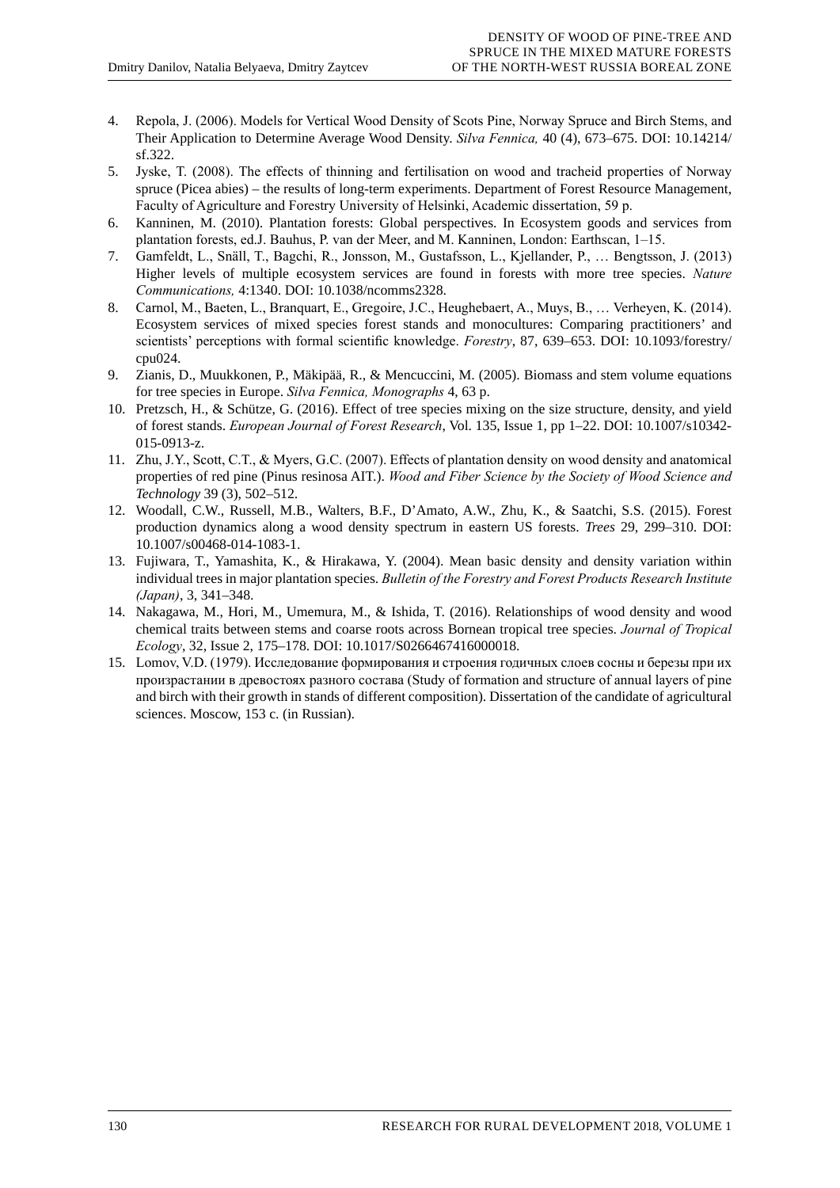4. Repola, J. (2006). Models for Vertical Wood Density of Scots Pine, Norway Spruce and Birch Stems, and Their Application to Determine Average Wood Density. *Silva Fennica,* 40 (4), 673–675. DOI: 10.14214/sf.322.
5. Jyske, T. (2008). The effects of thinning and fertilisation on wood and tracheid properties of Norway spruce (Picea abies) – the results of long-term experiments. Department of Forest Resource Management, Faculty of Agriculture and Forestry University of Helsinki, Academic dissertation, 59 p.
6. Kanninen, M. (2010). Plantation forests: Global perspectives. In Ecosystem goods and services from plantation forests, ed.J. Bauhus, P. van der Meer, and M. Kanninen, London: Earthscan, 1–15.
7. Gamfeldt, L., Snäll, T., Bagchi, R., Jonsson, M., Gustafsson, L., Kjellander, P., … Bengtsson, J. (2013) Higher levels of multiple ecosystem services are found in forests with more tree species. *Nature Communications,* 4:1340. DOI: 10.1038/ncomms2328.
8. Carnol, M., Baeten, L., Branquart, E., Gregoire, J.C., Heughebaert, A., Muys, B., … Verheyen, K. (2014). Ecosystem services of mixed species forest stands and monocultures: Comparing practitioners' and scientists' perceptions with formal scientific knowledge. *Forestry*, 87, 639–653. DOI: 10.1093/forestry/cpu024.
9. Zianis, D., Muukkonen, P., Mäkipää, R., & Mencuccini, M. (2005). Biomass and stem volume equations for tree species in Europe. *Silva Fennica, Monographs* 4, 63 p.
10. Pretzsch, H., & Schütze, G. (2016). Effect of tree species mixing on the size structure, density, and yield of forest stands. *European Journal of Forest Research*, Vol. 135, Issue 1, pp 1–22. DOI: 10.1007/s10342-015-0913-z.
11. Zhu, J.Y., Scott, C.T., & Myers, G.C. (2007). Effects of plantation density on wood density and anatomical properties of red pine (Pinus resinosa AIT.). *Wood and Fiber Science by the Society of Wood Science and Technology* 39 (3), 502–512.
12. Woodall, C.W., Russell, M.B., Walters, B.F., D'Amato, A.W., Zhu, K., & Saatchi, S.S. (2015). Forest production dynamics along a wood density spectrum in eastern US forests. *Trees* 29, 299–310. DOI: 10.1007/s00468-014-1083-1.
13. Fujiwara, T., Yamashita, K., & Hirakawa, Y. (2004). Mean basic density and density variation within individual trees in major plantation species. *Bulletin of the Forestry and Forest Products Research Institute (Japan)*, 3, 341–348.
14. Nakagawa, M., Hori, M., Umemura, M., & Ishida, T. (2016). Relationships of wood density and wood chemical traits between stems and coarse roots across Bornean tropical tree species. *Journal of Tropical Ecology*, 32, Issue 2, 175–178. DOI: 10.1017/S0266467416000018.
15. Lomov, V.D. (1979). Исследование формирования и строения годичных слоев сосны и березы при их произрастании в древостоях разного состава (Study of formation and structure of annual layers of pine and birch with their growth in stands of different composition). Dissertation of the candidate of agricultural sciences. Moscow, 153 c. (in Russian).